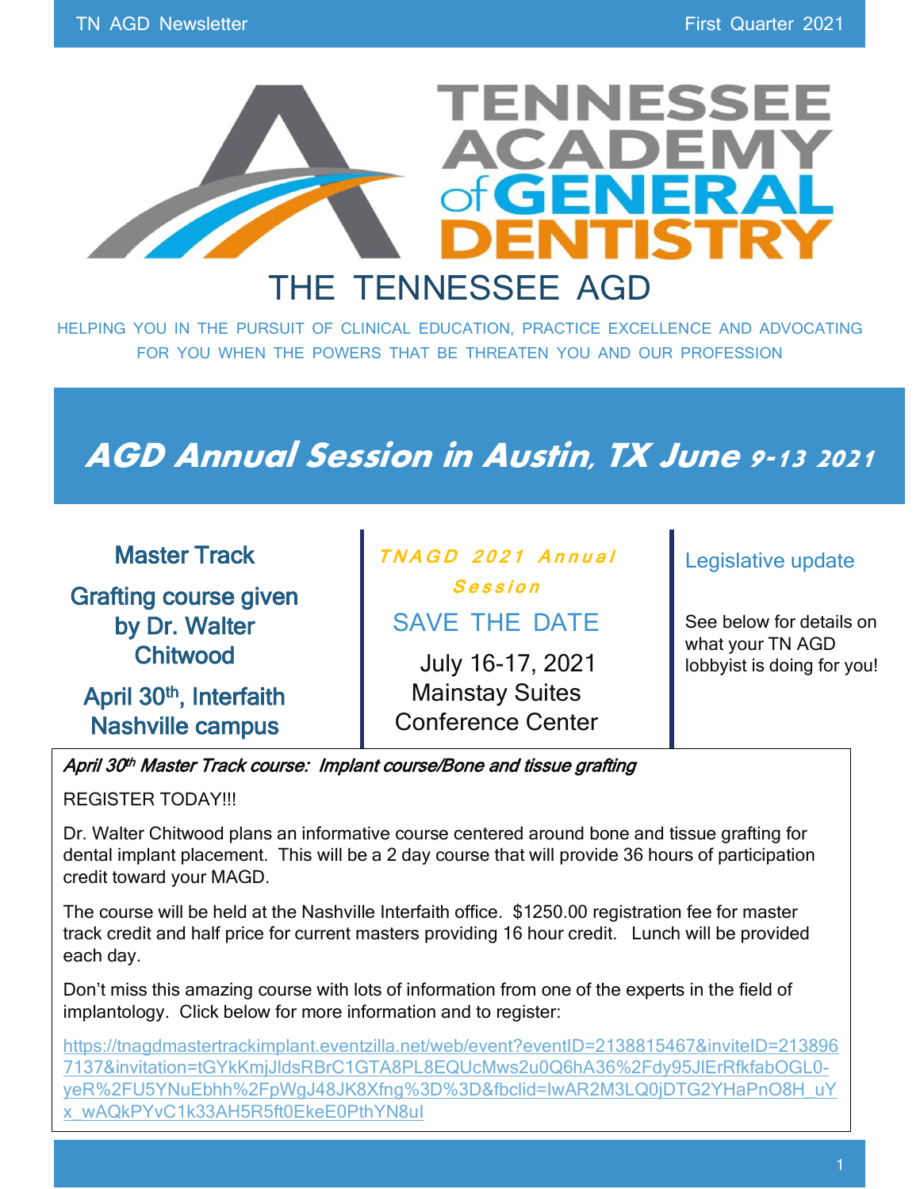TENNESSEE ACADEMY of GENERAL DENTISTRY

# THE TENNESSEE AGD

HELPING YOU IN THE PURSUIT OF CLINICAL EDUCATION, PRACTICE EXCELLENCE AND ADVOCATING FOR YOU WHEN THE POWERS THAT BE THREATEN YOU AND OUR PROFESSION

## AGD Annual Session in Austin, TX June 9-13 2021

### Master Track

**Grafting course given by Dr. Walter Chitwood**

**April 30th, Interfaith Nashville campus**

### TNAGD 2021 Annual Session

**SAVE THE DATE**

July 16-17, 2021
Mainstay Suites
Conference Center

### Legislative update

See below for details on what your TN AGD lobbyist is doing for you!

*April 30th Master Track course: Implant course/Bone and tissue grafting*

REGISTER TODAY!!!

Dr. Walter Chitwood plans an informative course centered around bone and tissue grafting for dental implant placement. This will be a 2 day course that will provide 36 hours of participation credit toward your MAGD.

The course will be held at the Nashville Interfaith office. $1250.00 registration fee for master track credit and half price for current masters providing 16 hour credit. Lunch will be provided each day.

Don't miss this amazing course with lots of information from one of the experts in the field of implantology. Click below for more information and to register:

https://tnagdmastertrackimplant.eventzilla.net/web/event?eventID=2138815467&inviteID=2138967137&invitation=tGYkKmjJldsRBrC1GTA8PL8EQUcMws2u0Q6hA36%2Fdy95JlErRfkfabOGL0-yeR%2FU5YNuEbhh%2FpWgJ48JK8Xfng%3D%3D&fbclid=IwAR2M3LQ0jDTG2YHaPnO8H_uYx_wAQkPYvC1k33AH5R5ft0EkeE0PthYN8uI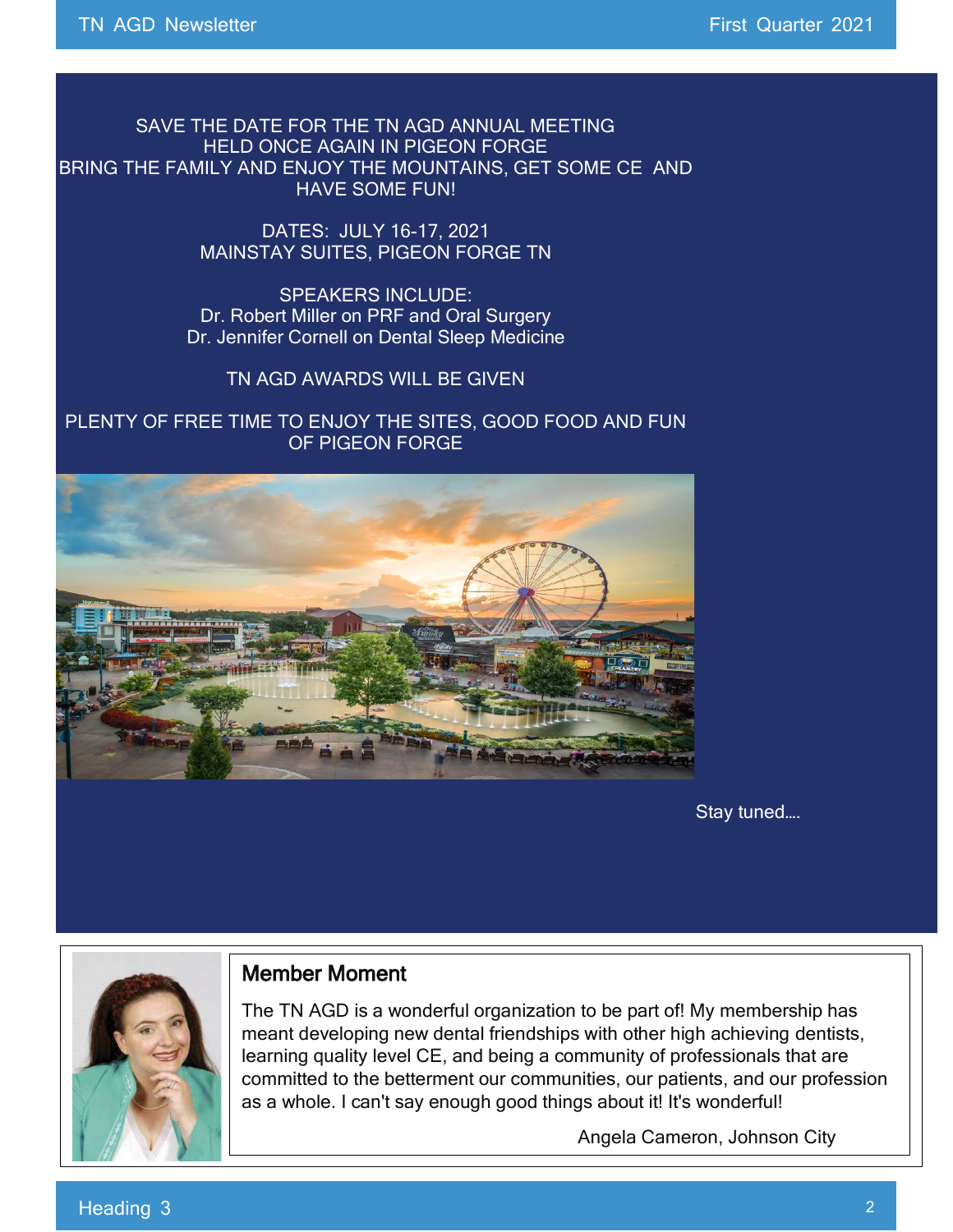SAVE THE DATE FOR THE TN AGD ANNUAL MEETING
HELD ONCE AGAIN IN PIGEON FORGE
BRING THE FAMILY AND ENJOY THE MOUNTAINS, GET SOME CE AND HAVE SOME FUN!

DATES: JULY 16-17, 2021
MAINSTAY SUITES, PIGEON FORGE TN

SPEAKERS INCLUDE:
Dr. Robert Miller on PRF and Oral Surgery
Dr. Jennifer Cornell on Dental Sleep Medicine

TN AGD AWARDS WILL BE GIVEN

PLENTY OF FREE TIME TO ENJOY THE SITES, GOOD FOOD AND FUN OF PIGEON FORGE

Stay tuned….

## Member Moment

The TN AGD is a wonderful organization to be part of! My membership has meant developing new dental friendships with other high achieving dentists, learning quality level CE, and being a community of professionals that are committed to the betterment our communities, our patients, and our profession as a whole. I can't say enough good things about it! It's wonderful!

Angela Cameron, Johnson City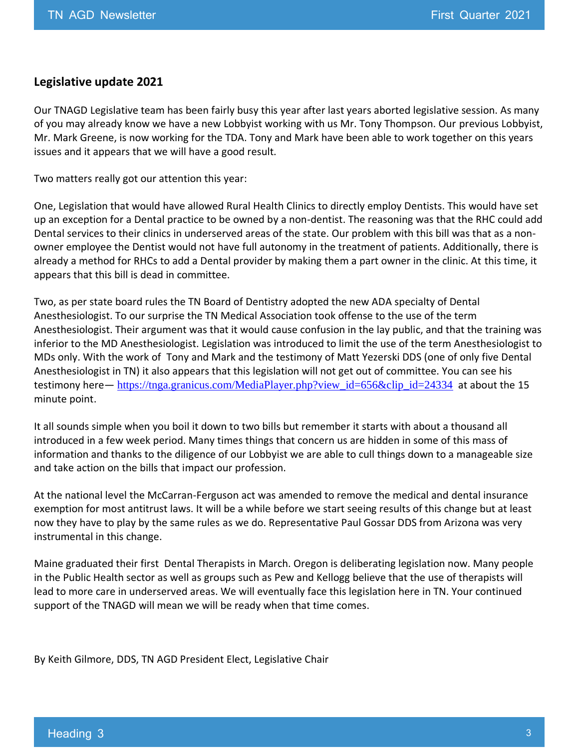## Legislative update 2021

Our TNAGD Legislative team has been fairly busy this year after last years aborted legislative session. As many of you may already know we have a new Lobbyist working with us Mr. Tony Thompson. Our previous Lobbyist, Mr. Mark Greene, is now working for the TDA. Tony and Mark have been able to work together on this years issues and it appears that we will have a good result.

Two matters really got our attention this year:

One, Legislation that would have allowed Rural Health Clinics to directly employ Dentists. This would have set up an exception for a Dental practice to be owned by a non-dentist. The reasoning was that the RHC could add Dental services to their clinics in underserved areas of the state. Our problem with this bill was that as a non-owner employee the Dentist would not have full autonomy in the treatment of patients. Additionally, there is already a method for RHCs to add a Dental provider by making them a part owner in the clinic. At this time, it appears that this bill is dead in committee.

Two, as per state board rules the TN Board of Dentistry adopted the new ADA specialty of Dental Anesthesiologist. To our surprise the TN Medical Association took offense to the use of the term Anesthesiologist. Their argument was that it would cause confusion in the lay public, and that the training was inferior to the MD Anesthesiologist. Legislation was introduced to limit the use of the term Anesthesiologist to MDs only. With the work of Tony and Mark and the testimony of Matt Yezerski DDS (one of only five Dental Anesthesiologist in TN) it also appears that this legislation will not get out of committee. You can see his testimony here— https://tnga.granicus.com/MediaPlayer.php?view_id=656&clip_id=24334 at about the 15 minute point.

It all sounds simple when you boil it down to two bills but remember it starts with about a thousand all introduced in a few week period. Many times things that concern us are hidden in some of this mass of information and thanks to the diligence of our Lobbyist we are able to cull things down to a manageable size and take action on the bills that impact our profession.

At the national level the McCarran-Ferguson act was amended to remove the medical and dental insurance exemption for most antitrust laws. It will be a while before we start seeing results of this change but at least now they have to play by the same rules as we do. Representative Paul Gossar DDS from Arizona was very instrumental in this change.

Maine graduated their first Dental Therapists in March. Oregon is deliberating legislation now. Many people in the Public Health sector as well as groups such as Pew and Kellogg believe that the use of therapists will lead to more care in underserved areas. We will eventually face this legislation here in TN. Your continued support of the TNAGD will mean we will be ready when that time comes.

By Keith Gilmore, DDS, TN AGD President Elect, Legislative Chair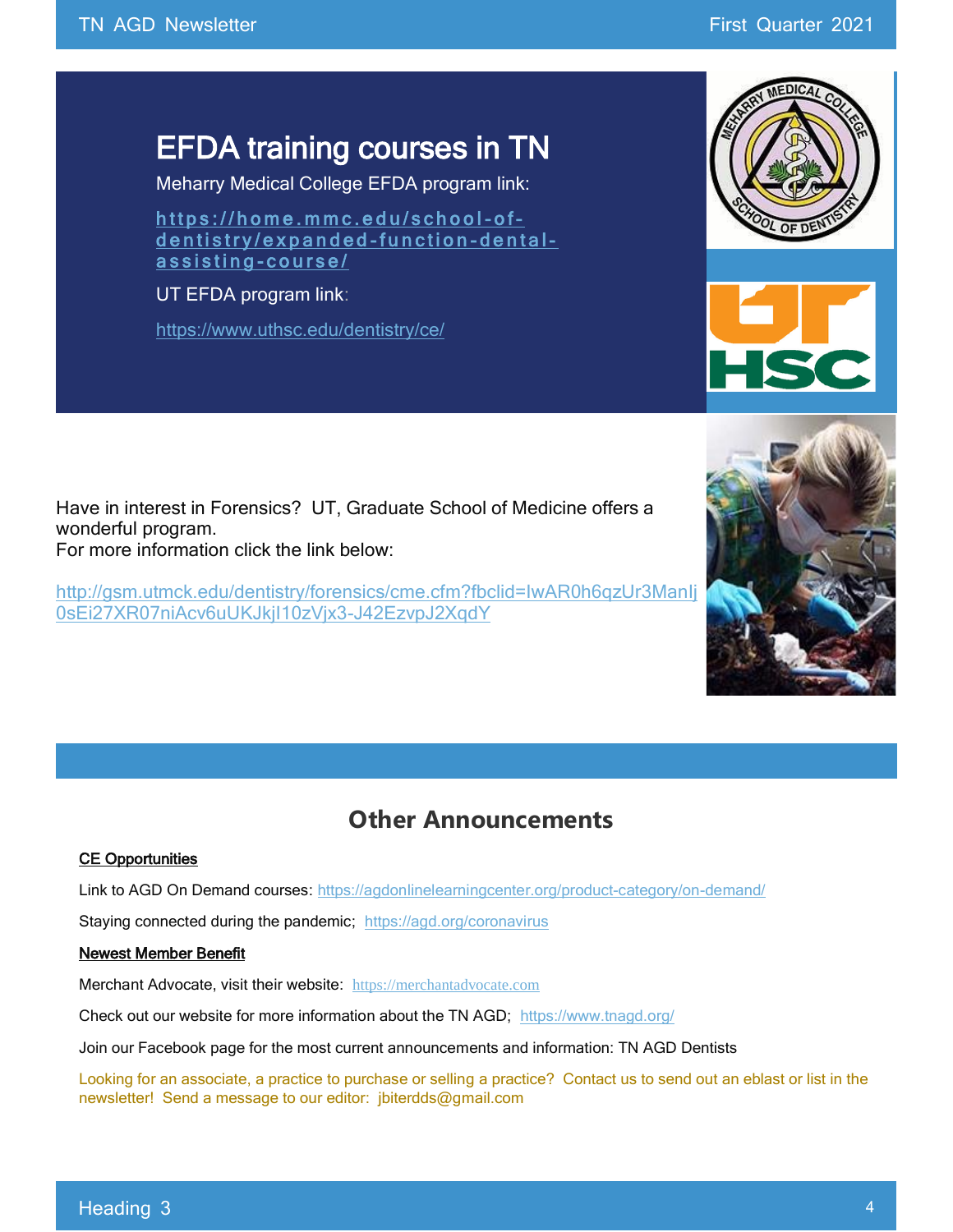# EFDA training courses in TN

Meharry Medical College EFDA program link:

https://home.mmc.edu/school-of-dentistry/expanded-function-dental-assisting-course/

UT EFDA program link:

https://www.uthsc.edu/dentistry/ce/

Have in interest in Forensics? UT, Graduate School of Medicine offers a wonderful program.
For more information click the link below:

http://gsm.utmck.edu/dentistry/forensics/cme.cfm?fbclid=IwAR0h6qzUr3ManIj0sEi27XR07niAcv6uUKJkjI10zVjx3-J42EzvpJ2XqdY

## Other Announcements

**CE Opportunities**

Link to AGD On Demand courses: https://agdonlinelearningcenter.org/product-category/on-demand/

Staying connected during the pandemic; https://agd.org/coronavirus

**Newest Member Benefit**

Merchant Advocate, visit their website: https://merchantadvocate.com

Check out our website for more information about the TN AGD; https://www.tnagd.org/

Join our Facebook page for the most current announcements and information: TN AGD Dentists

Looking for an associate, a practice to purchase or selling a practice? Contact us to send out an eblast or list in the newsletter! Send a message to our editor: jbiterdds@gmail.com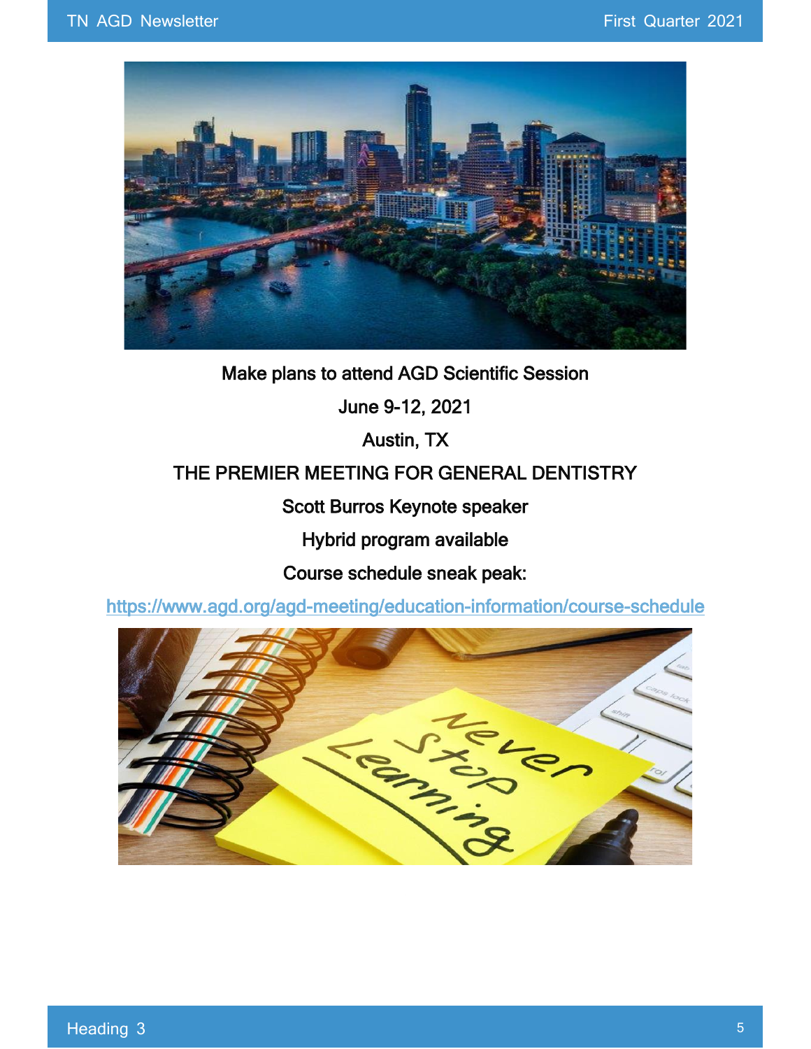Make plans to attend AGD Scientific Session

June 9-12, 2021

Austin, TX

THE PREMIER MEETING FOR GENERAL DENTISTRY

Scott Burros Keynote speaker

Hybrid program available

Course schedule sneak peak:

https://www.agd.org/agd-meeting/education-information/course-schedule